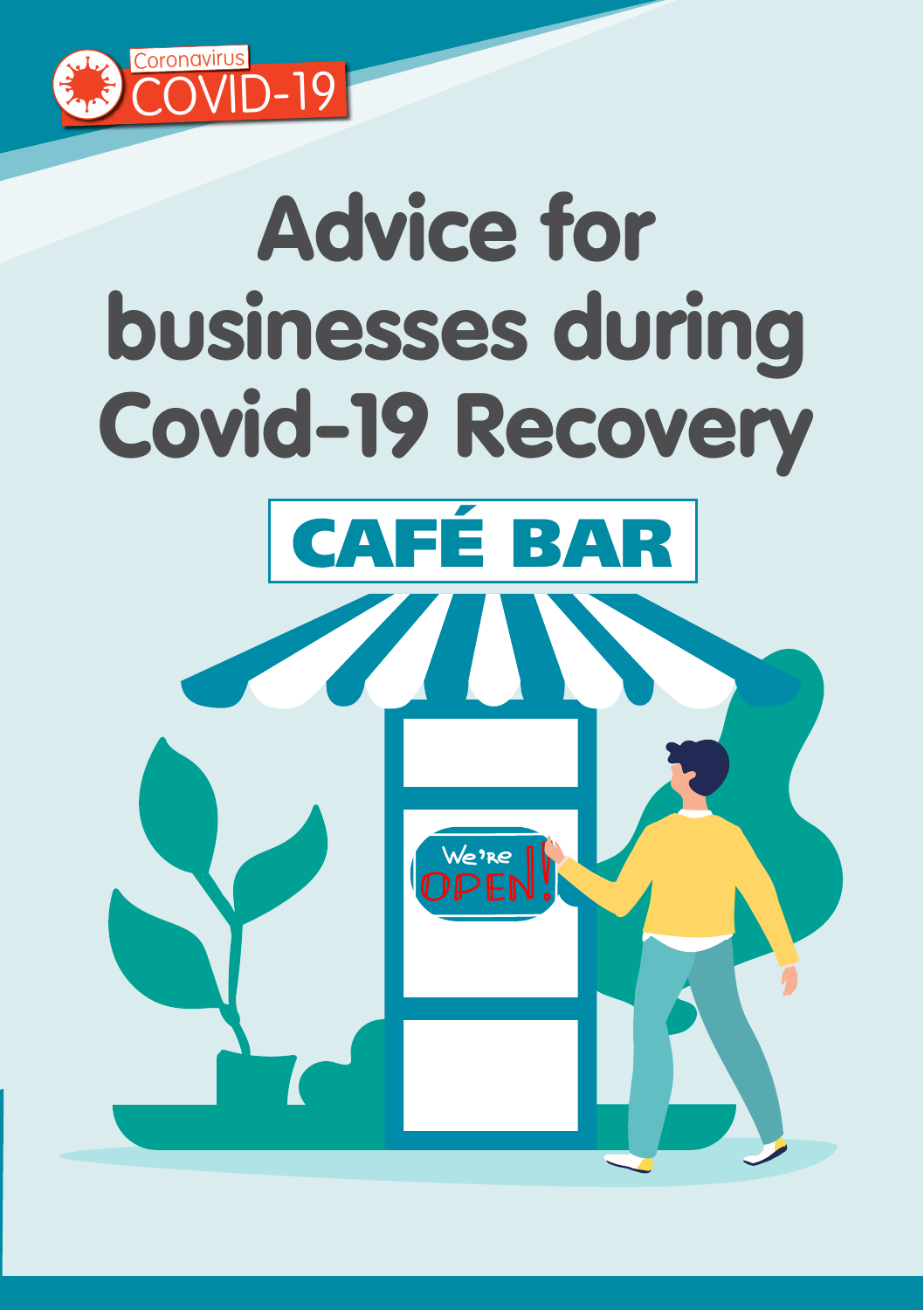Coronavirus COVID-19

# Advice for businesses during Covid-19 Recovery

## CAFÉ BAR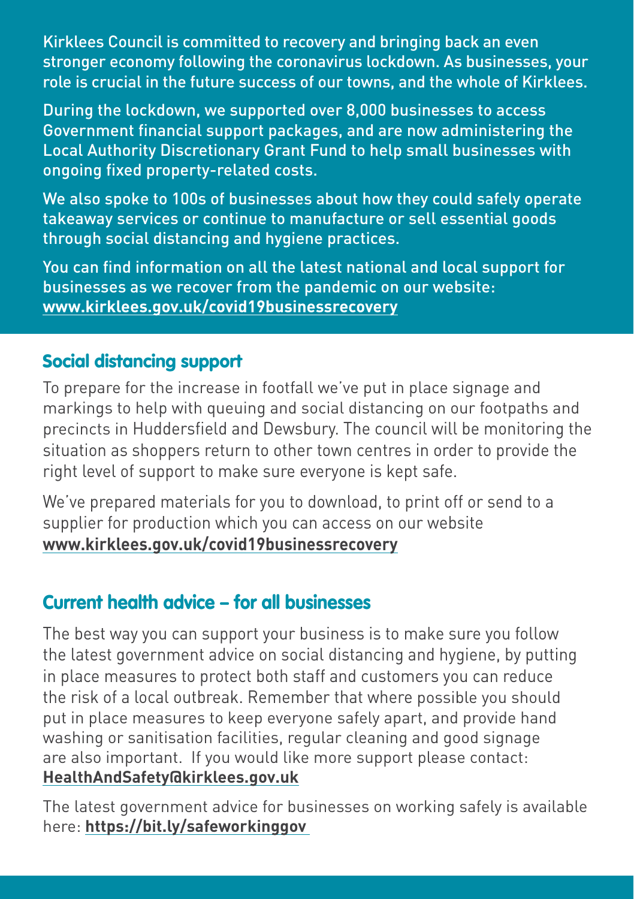Kirklees Council is committed to recovery and bringing back an even stronger economy following the coronavirus lockdown. As businesses, your role is crucial in the future success of our towns, and the whole of Kirklees.

During the lockdown, we supported over 8,000 businesses to access Government financial support packages, and are now administering the Local Authority Discretionary Grant Fund to help small businesses with ongoing fixed property-related costs.

We also spoke to 100s of businesses about how they could safely operate takeaway services or continue to manufacture or sell essential goods through social distancing and hygiene practices.

You can find information on all the latest national and local support for businesses as we recover from the pandemic on our website: **www.kirklees.gov.uk/covid19businessrecovery**

## Social distancing support

To prepare for the increase in footfall we've put in place signage and markings to help with queuing and social distancing on our footpaths and precincts in Huddersfield and Dewsbury. The council will be monitoring the situation as shoppers return to other town centres in order to provide the right level of support to make sure everyone is kept safe.

We've prepared materials for you to download, to print off or send to a supplier for production which you can access on our website **www.kirklees.gov.uk/covid19businessrecovery**

## Current health advice – for all businesses

The best way you can support your business is to make sure you follow the latest government advice on social distancing and hygiene, by putting in place measures to protect both staff and customers you can reduce the risk of a local outbreak. Remember that where possible you should put in place measures to keep everyone safely apart, and provide hand washing or sanitisation facilities, regular cleaning and good signage are also important. If you would like more support please contact: **HealthAndSafety@kirklees.gov.uk**

The latest government advice for businesses on working safely is available here: **https://bit.ly/safeworkinggov**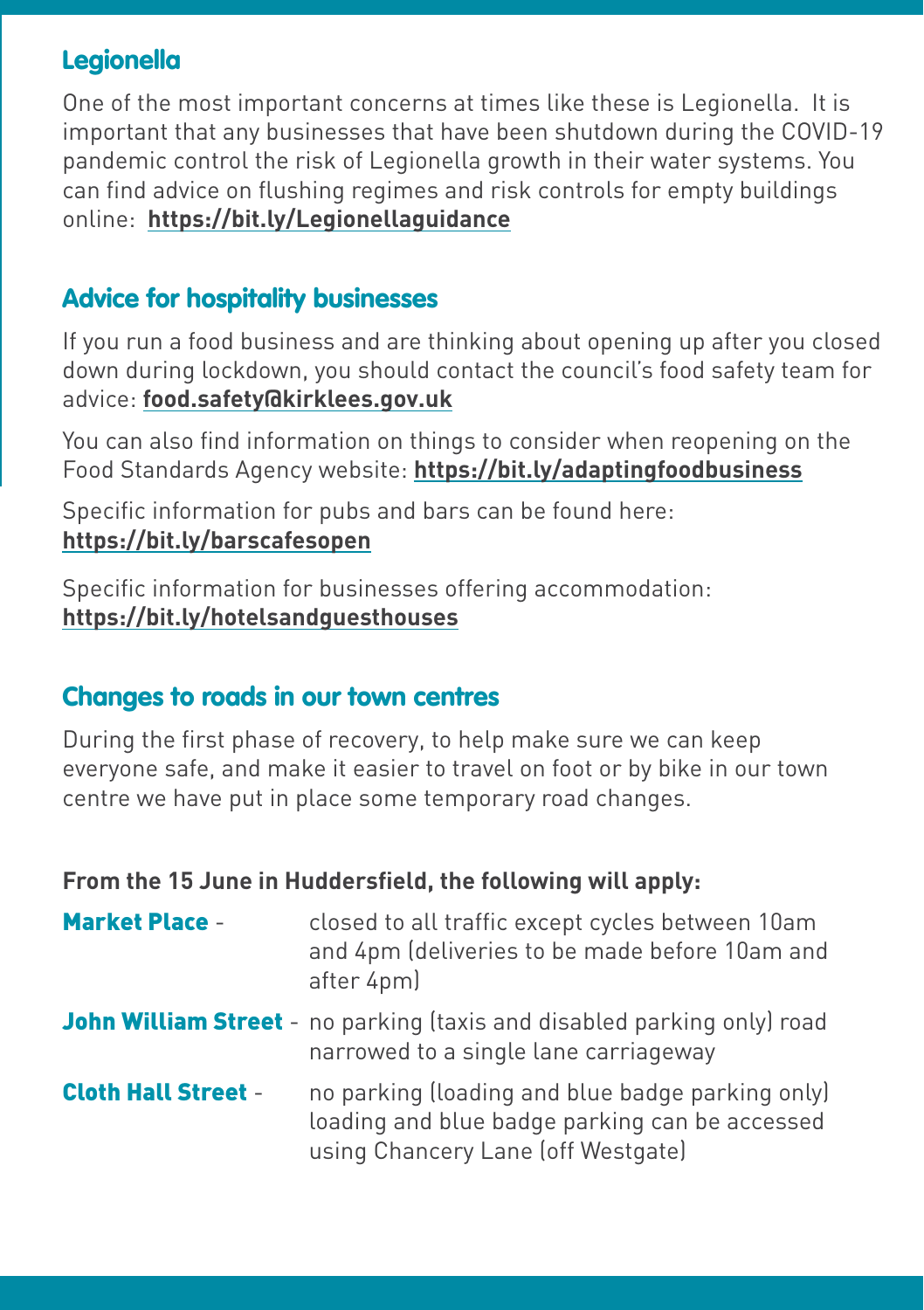## Legionella

One of the most important concerns at times like these is Legionella. It is important that any businesses that have been shutdown during the COVID-19 pandemic control the risk of Legionella growth in their water systems. You can find advice on flushing regimes and risk controls for empty buildings online: **https://bit.ly/Legionellaguidance**

## Advice for hospitality businesses

If you run a food business and are thinking about opening up after you closed down during lockdown, you should contact the council's food safety team for advice: **food.safety@kirklees.gov.uk**

You can also find information on things to consider when reopening on the Food Standards Agency website: **https://bit.ly/adaptingfoodbusiness**

Specific information for pubs and bars can be found here:
**https://bit.ly/barscafesopen**

Specific information for businesses offering accommodation:
**https://bit.ly/hotelsandguesthouses**

## Changes to roads in our town centres

During the first phase of recovery, to help make sure we can keep everyone safe, and make it easier to travel on foot or by bike in our town centre we have put in place some temporary road changes.

**From the 15 June in Huddersfield, the following will apply:**

**Market Place** - closed to all traffic except cycles between 10am and 4pm (deliveries to be made before 10am and after 4pm)

**John William Street** - no parking (taxis and disabled parking only) road narrowed to a single lane carriageway

**Cloth Hall Street** - no parking (loading and blue badge parking only) loading and blue badge parking can be accessed using Chancery Lane (off Westgate)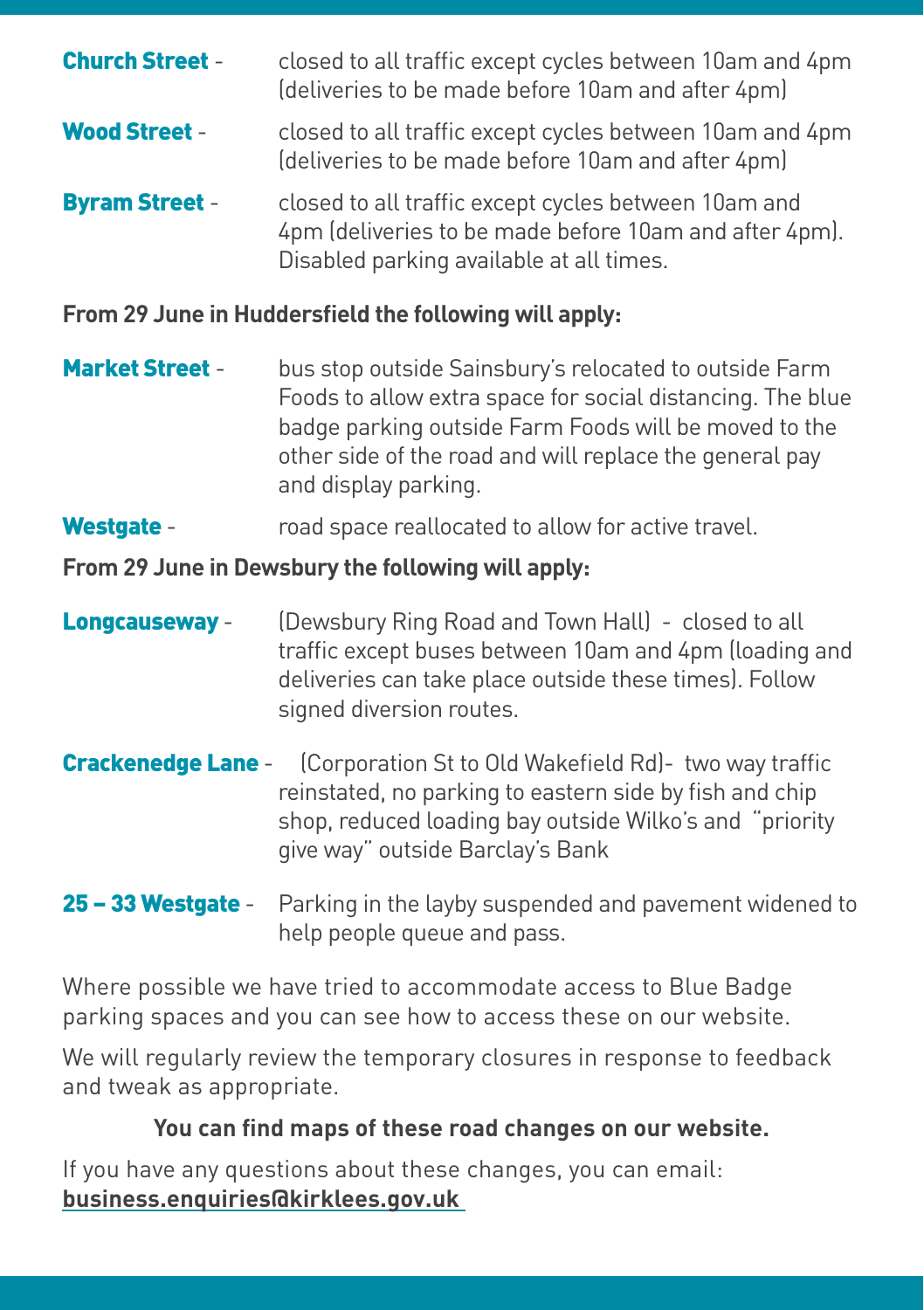**Church Street** - closed to all traffic except cycles between 10am and 4pm (deliveries to be made before 10am and after 4pm)

**Wood Street** - closed to all traffic except cycles between 10am and 4pm (deliveries to be made before 10am and after 4pm)

**Byram Street** - closed to all traffic except cycles between 10am and 4pm (deliveries to be made before 10am and after 4pm). Disabled parking available at all times.

**From 29 June in Huddersfield the following will apply:**

**Market Street** - bus stop outside Sainsbury's relocated to outside Farm Foods to allow extra space for social distancing. The blue badge parking outside Farm Foods will be moved to the other side of the road and will replace the general pay and display parking.

**Westgate** - road space reallocated to allow for active travel.

**From 29 June in Dewsbury the following will apply:**

**Longcauseway** - (Dewsbury Ring Road and Town Hall) - closed to all traffic except buses between 10am and 4pm (loading and deliveries can take place outside these times). Follow signed diversion routes.

**Crackenedge Lane** - (Corporation St to Old Wakefield Rd)- two way traffic reinstated, no parking to eastern side by fish and chip shop, reduced loading bay outside Wilko's and "priority give way" outside Barclay's Bank

**25 – 33 Westgate** - Parking in the layby suspended and pavement widened to help people queue and pass.

Where possible we have tried to accommodate access to Blue Badge parking spaces and you can see how to access these on our website.

We will regularly review the temporary closures in response to feedback and tweak as appropriate.

**You can find maps of these road changes on our website.**

If you have any questions about these changes, you can email: **business.enquiries@kirklees.gov.uk**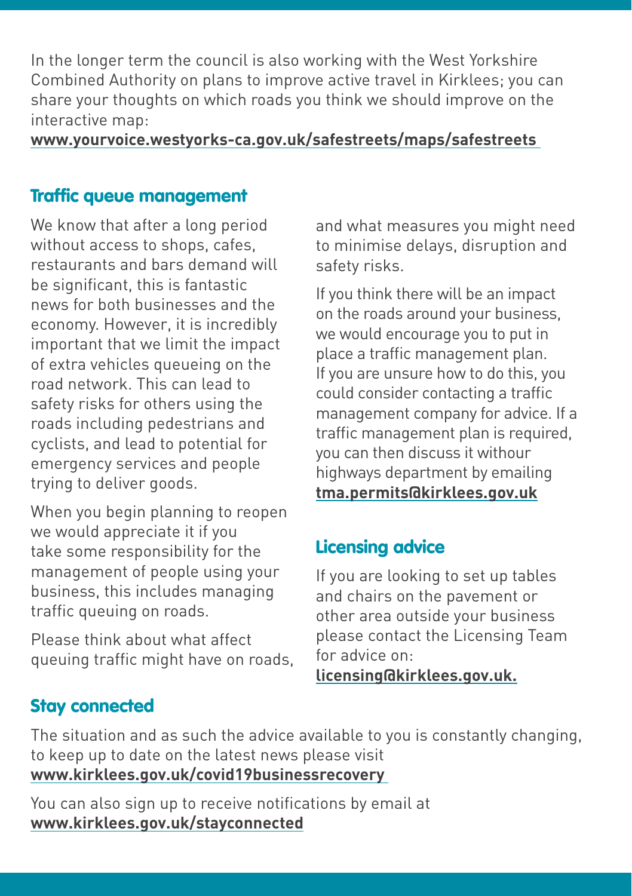In the longer term the council is also working with the West Yorkshire Combined Authority on plans to improve active travel in Kirklees; you can share your thoughts on which roads you think we should improve on the interactive map:
**www.yourvoice.westyorks-ca.gov.uk/safestreets/maps/safestreets**

## Traffic queue management

We know that after a long period without access to shops, cafes, restaurants and bars demand will be significant, this is fantastic news for both businesses and the economy. However, it is incredibly important that we limit the impact of extra vehicles queueing on the road network. This can lead to safety risks for others using the roads including pedestrians and cyclists, and lead to potential for emergency services and people trying to deliver goods.

When you begin planning to reopen we would appreciate it if you take some responsibility for the management of people using your business, this includes managing traffic queuing on roads.

Please think about what affect queuing traffic might have on roads, and what measures you might need to minimise delays, disruption and safety risks.

If you think there will be an impact on the roads around your business, we would encourage you to put in place a traffic management plan. If you are unsure how to do this, you could consider contacting a traffic management company for advice. If a traffic management plan is required, you can then discuss it withour highways department by emailing **tma.permits@kirklees.gov.uk**

## Licensing advice

If you are looking to set up tables and chairs on the pavement or other area outside your business please contact the Licensing Team for advice on:
**licensing@kirklees.gov.uk.**

## Stay connected

The situation and as such the advice available to you is constantly changing, to keep up to date on the latest news please visit
**www.kirklees.gov.uk/covid19businessrecovery**

You can also sign up to receive notifications by email at
**www.kirklees.gov.uk/stayconnected**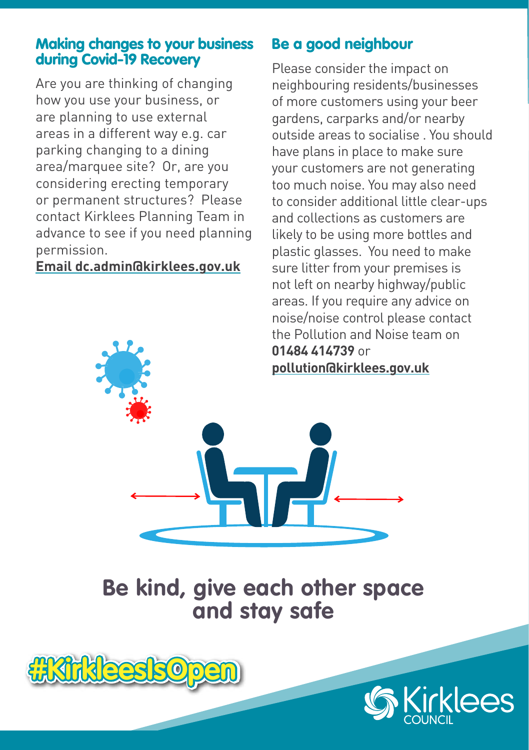## Making changes to your business during Covid-19 Recovery

Are you are thinking of changing how you use your business, or are planning to use external areas in a different way e.g. car parking changing to a dining area/marquee site? Or, are you considering erecting temporary or permanent structures? Please contact Kirklees Planning Team in advance to see if you need planning permission.

**Email dc.admin@kirklees.gov.uk**

## Be a good neighbour

Please consider the impact on neighbouring residents/businesses of more customers using your beer gardens, carparks and/or nearby outside areas to socialise . You should have plans in place to make sure your customers are not generating too much noise. You may also need to consider additional little clear-ups and collections as customers are likely to be using more bottles and plastic glasses. You need to make sure litter from your premises is not left on nearby highway/public areas. If you require any advice on noise/noise control please contact the Pollution and Noise team on **01484 414739** or **pollution@kirklees.gov.uk**

# Be kind, give each other space and stay safe

#KirkleesIsOpen

Kirklees COUNCIL